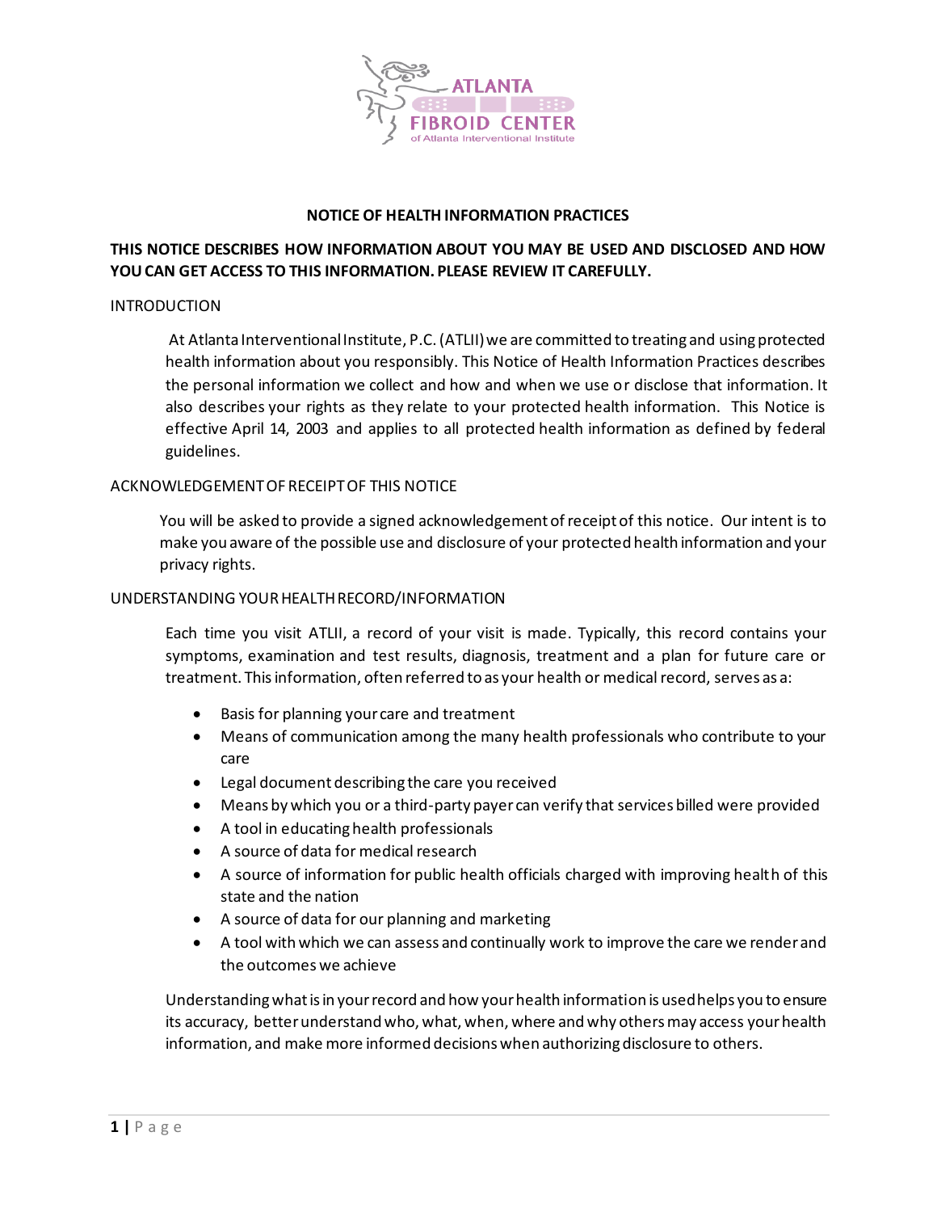ATLANTA FIBROID CENTER
of Atlanta Interventional Institute

# NOTICE OF HEALTH INFORMATION PRACTICES

**THIS NOTICE DESCRIBES HOW INFORMATION ABOUT YOU MAY BE USED AND DISCLOSED AND HOW YOU CAN GET ACCESS TO THIS INFORMATION. PLEASE REVIEW IT CAREFULLY.**

## INTRODUCTION

At Atlanta Interventional Institute, P.C. (ATLII) we are committed to treating and using protected health information about you responsibly. This Notice of Health Information Practices describes the personal information we collect and how and when we use or disclose that information. It also describes your rights as they relate to your protected health information. This Notice is effective April 14, 2003 and applies to all protected health information as defined by federal guidelines.

## ACKNOWLEDGEMENT OF RECEIPT OF THIS NOTICE

You will be asked to provide a signed acknowledgement of receipt of this notice. Our intent is to make you aware of the possible use and disclosure of your protected health information and your privacy rights.

## UNDERSTANDING YOUR HEALTH RECORD/INFORMATION

Each time you visit ATLII, a record of your visit is made. Typically, this record contains your symptoms, examination and test results, diagnosis, treatment and a plan for future care or treatment. This information, often referred to as your health or medical record, serves as a:

- Basis for planning your care and treatment
- Means of communication among the many health professionals who contribute to your care
- Legal document describing the care you received
- Means by which you or a third-party payer can verify that services billed were provided
- A tool in educating health professionals
- A source of data for medical research
- A source of information for public health officials charged with improving health of this state and the nation
- A source of data for our planning and marketing
- A tool with which we can assess and continually work to improve the care we render and the outcomes we achieve

Understanding what is in your record and how your health information is used helps you to ensure its accuracy, better understand who, what, when, where and why others may access your health information, and make more informed decisions when authorizing disclosure to others.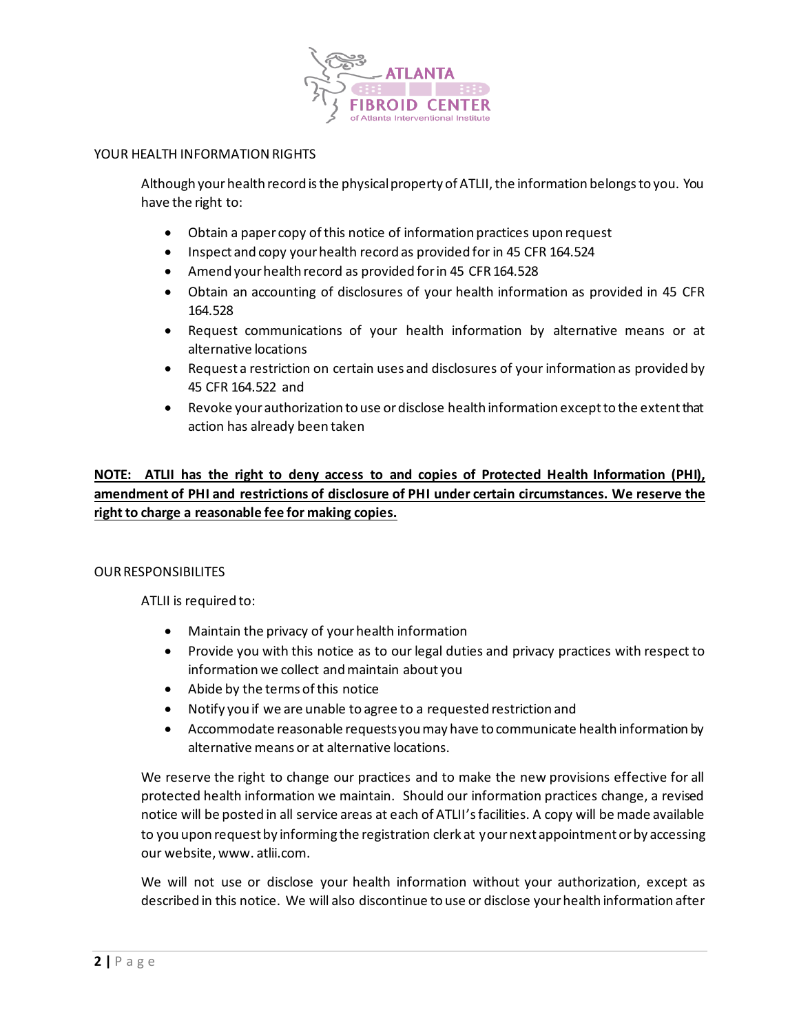YOUR HEALTH INFORMATION RIGHTS

Although your health record is the physical property of ATLII, the information belongs to you. You have the right to:

- Obtain a paper copy of this notice of information practices upon request
- Inspect and copy your health record as provided for in 45 CFR 164.524
- Amend your health record as provided for in 45 CFR 164.528
- Obtain an accounting of disclosures of your health information as provided in 45 CFR 164.528
- Request communications of your health information by alternative means or at alternative locations
- Request a restriction on certain uses and disclosures of your information as provided by 45 CFR 164.522 and
- Revoke your authorization to use or disclose health information except to the extent that action has already been taken

**NOTE: ATLII has the right to deny access to and copies of Protected Health Information (PHI), amendment of PHI and restrictions of disclosure of PHI under certain circumstances. We reserve the right to charge a reasonable fee for making copies.**

OUR RESPONSIBILITES

ATLII is required to:

- Maintain the privacy of your health information
- Provide you with this notice as to our legal duties and privacy practices with respect to information we collect and maintain about you
- Abide by the terms of this notice
- Notify you if we are unable to agree to a requested restriction and
- Accommodate reasonable requests you may have to communicate health information by alternative means or at alternative locations.

We reserve the right to change our practices and to make the new provisions effective for all protected health information we maintain. Should our information practices change, a revised notice will be posted in all service areas at each of ATLII's facilities. A copy will be made available to you upon request by informing the registration clerk at your next appointment or by accessing our website, www. atlii.com.

We will not use or disclose your health information without your authorization, except as described in this notice. We will also discontinue to use or disclose your health information after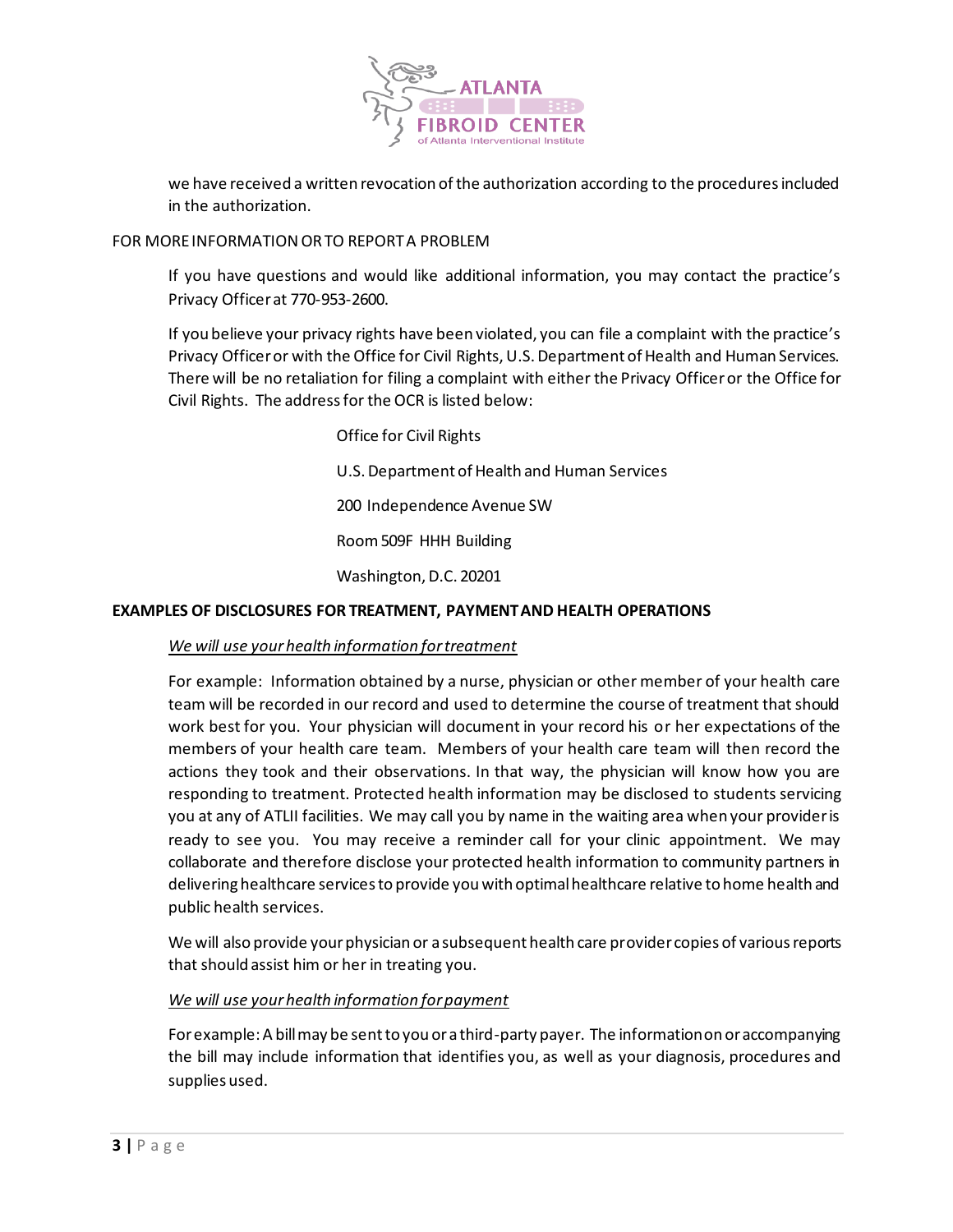we have received a written revocation of the authorization according to the procedures included in the authorization.

FOR MORE INFORMATION OR TO REPORT A PROBLEM

If you have questions and would like additional information, you may contact the practice's Privacy Officer at 770-953-2600.

If you believe your privacy rights have been violated, you can file a complaint with the practice's Privacy Officer or with the Office for Civil Rights, U.S. Department of Health and Human Services. There will be no retaliation for filing a complaint with either the Privacy Officer or the Office for Civil Rights. The address for the OCR is listed below:

Office for Civil Rights

U.S. Department of Health and Human Services

200 Independence Avenue SW

Room 509F HHH Building

Washington, D.C. 20201

**EXAMPLES OF DISCLOSURES FOR TREATMENT, PAYMENT AND HEALTH OPERATIONS**

*We will use your health information for treatment*

For example: Information obtained by a nurse, physician or other member of your health care team will be recorded in our record and used to determine the course of treatment that should work best for you. Your physician will document in your record his or her expectations of the members of your health care team. Members of your health care team will then record the actions they took and their observations. In that way, the physician will know how you are responding to treatment. Protected health information may be disclosed to students servicing you at any of ATLII facilities. We may call you by name in the waiting area when your provider is ready to see you. You may receive a reminder call for your clinic appointment. We may collaborate and therefore disclose your protected health information to community partners in delivering healthcare services to provide you with optimal healthcare relative to home health and public health services.

We will also provide your physician or a subsequent health care provider copies of various reports that should assist him or her in treating you.

*We will use your health information for payment*

For example: A bill may be sent to you or a third-party payer. The information on or accompanying the bill may include information that identifies you, as well as your diagnosis, procedures and supplies used.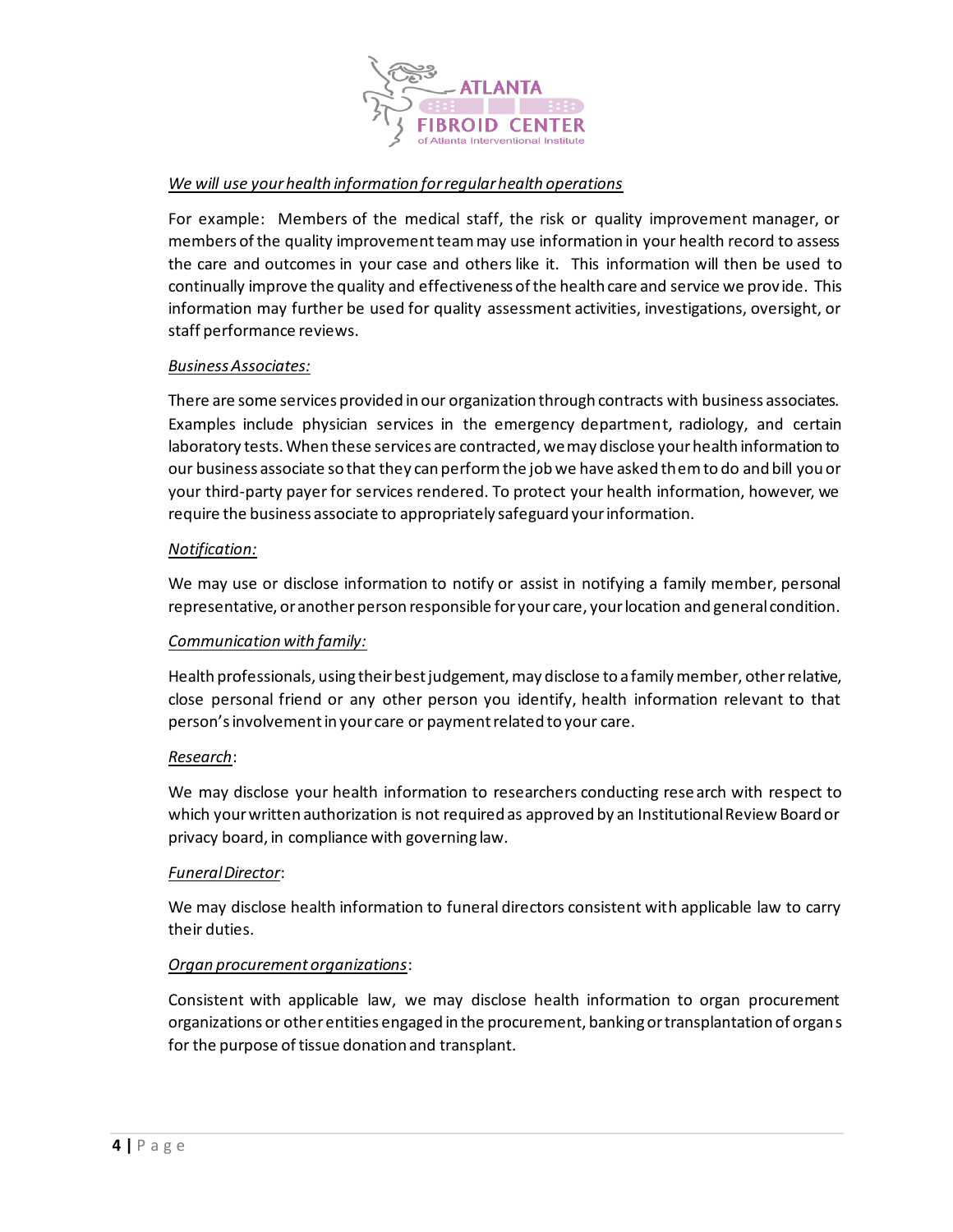*We will use your health information for regular health operations*

For example: Members of the medical staff, the risk or quality improvement manager, or members of the quality improvement team may use information in your health record to assess the care and outcomes in your case and others like it. This information will then be used to continually improve the quality and effectiveness of the health care and service we provide. This information may further be used for quality assessment activities, investigations, oversight, or staff performance reviews.

*Business Associates:*

There are some services provided in our organization through contracts with business associates. Examples include physician services in the emergency department, radiology, and certain laboratory tests. When these services are contracted, we may disclose your health information to our business associate so that they can perform the job we have asked them to do and bill you or your third-party payer for services rendered. To protect your health information, however, we require the business associate to appropriately safeguard your information.

*Notification:*

We may use or disclose information to notify or assist in notifying a family member, personal representative, or another person responsible for your care, your location and general condition.

*Communication with family:*

Health professionals, using their best judgement, may disclose to a family member, other relative, close personal friend or any other person you identify, health information relevant to that person's involvement in your care or payment related to your care.

*Research*:

We may disclose your health information to researchers conducting research with respect to which your written authorization is not required as approved by an Institutional Review Board or privacy board, in compliance with governing law.

*Funeral Director*:

We may disclose health information to funeral directors consistent with applicable law to carry their duties.

*Organ procurement organizations*:

Consistent with applicable law, we may disclose health information to organ procurement organizations or other entities engaged in the procurement, banking or transplantation of organs for the purpose of tissue donation and transplant.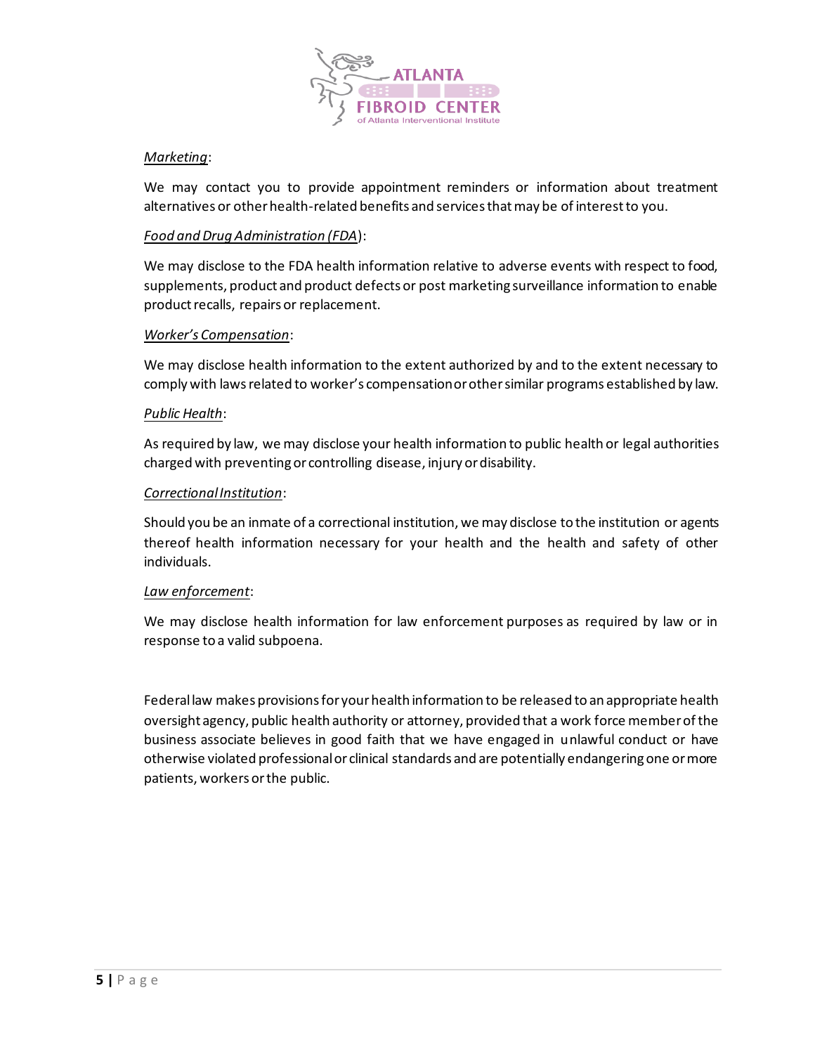*Marketing*:

We may contact you to provide appointment reminders or information about treatment alternatives or other health-related benefits and services that may be of interest to you.

*Food and Drug Administration (FDA)*:

We may disclose to the FDA health information relative to adverse events with respect to food, supplements, product and product defects or post marketing surveillance information to enable product recalls, repairs or replacement.

*Worker's Compensation*:

We may disclose health information to the extent authorized by and to the extent necessary to comply with laws related to worker's compensation or other similar programs established by law.

*Public Health*:

As required by law, we may disclose your health information to public health or legal authorities charged with preventing or controlling disease, injury or disability.

*Correctional Institution*:

Should you be an inmate of a correctional institution, we may disclose to the institution or agents thereof health information necessary for your health and the health and safety of other individuals.

*Law enforcement*:

We may disclose health information for law enforcement purposes as required by law or in response to a valid subpoena.

Federal law makes provisions for your health information to be released to an appropriate health oversight agency, public health authority or attorney, provided that a work force member of the business associate believes in good faith that we have engaged in unlawful conduct or have otherwise violated professional or clinical standards and are potentially endangering one or more patients, workers or the public.